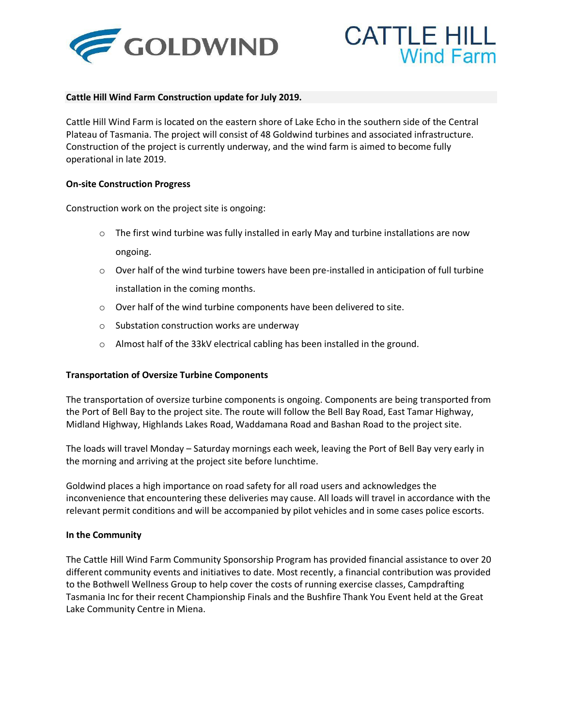GOLDWIND

CATTLE HILL Wind Farm

**Cattle Hill Wind Farm Construction update for July 2019.**

Cattle Hill Wind Farm is located on the eastern shore of Lake Echo in the southern side of the Central Plateau of Tasmania. The project will consist of 48 Goldwind turbines and associated infrastructure. Construction of the project is currently underway, and the wind farm is aimed to become fully operational in late 2019.

**On-site Construction Progress**

Construction work on the project site is ongoing:

- The first wind turbine was fully installed in early May and turbine installations are now ongoing.
- Over half of the wind turbine towers have been pre-installed in anticipation of full turbine installation in the coming months.
- Over half of the wind turbine components have been delivered to site.
- Substation construction works are underway
- Almost half of the 33kV electrical cabling has been installed in the ground.

**Transportation of Oversize Turbine Components**

The transportation of oversize turbine components is ongoing. Components are being transported from the Port of Bell Bay to the project site. The route will follow the Bell Bay Road, East Tamar Highway, Midland Highway, Highlands Lakes Road, Waddamana Road and Bashan Road to the project site.

The loads will travel Monday – Saturday mornings each week, leaving the Port of Bell Bay very early in the morning and arriving at the project site before lunchtime.

Goldwind places a high importance on road safety for all road users and acknowledges the inconvenience that encountering these deliveries may cause. All loads will travel in accordance with the relevant permit conditions and will be accompanied by pilot vehicles and in some cases police escorts.

**In the Community**

The Cattle Hill Wind Farm Community Sponsorship Program has provided financial assistance to over 20 different community events and initiatives to date. Most recently, a financial contribution was provided to the Bothwell Wellness Group to help cover the costs of running exercise classes, Campdrafting Tasmania Inc for their recent Championship Finals and the Bushfire Thank You Event held at the Great Lake Community Centre in Miena.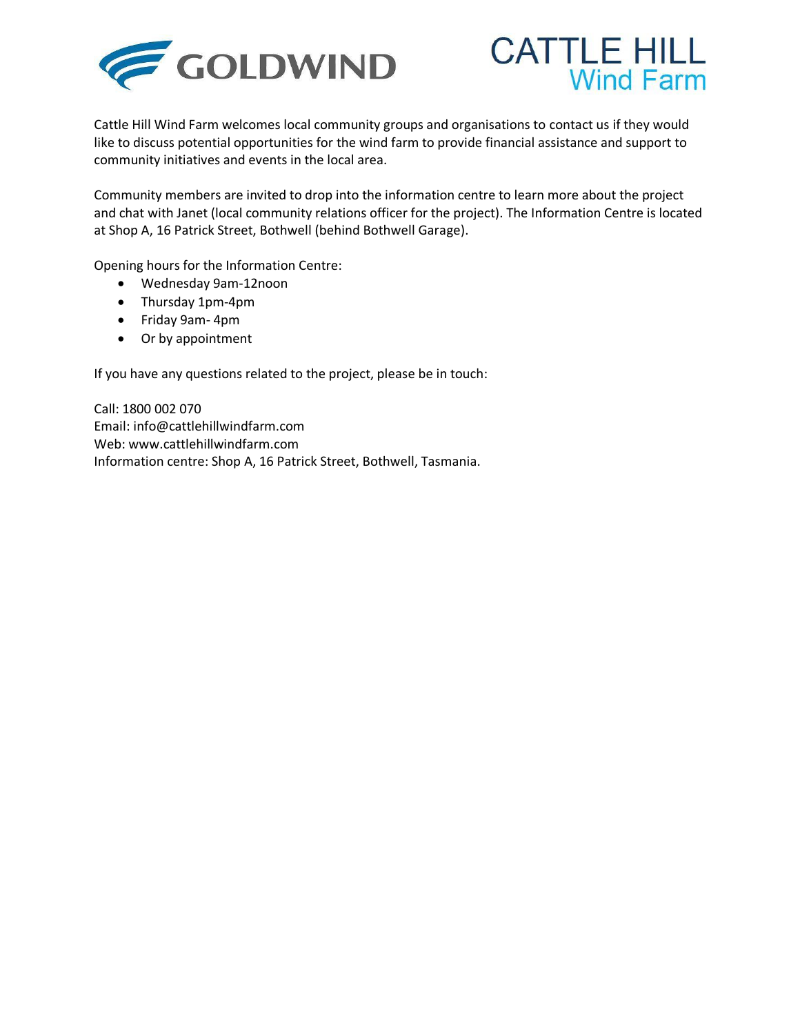GOLDWIND

CATTLE HILL
Wind Farm

Cattle Hill Wind Farm welcomes local community groups and organisations to contact us if they would like to discuss potential opportunities for the wind farm to provide financial assistance and support to community initiatives and events in the local area.

Community members are invited to drop into the information centre to learn more about the project and chat with Janet (local community relations officer for the project). The Information Centre is located at Shop A, 16 Patrick Street, Bothwell (behind Bothwell Garage).

Opening hours for the Information Centre:

- Wednesday 9am-12noon
- Thursday 1pm-4pm
- Friday 9am- 4pm
- Or by appointment

If you have any questions related to the project, please be in touch:

Call: 1800 002 070
Email: info@cattlehillwindfarm.com
Web: www.cattlehillwindfarm.com
Information centre: Shop A, 16 Patrick Street, Bothwell, Tasmania.